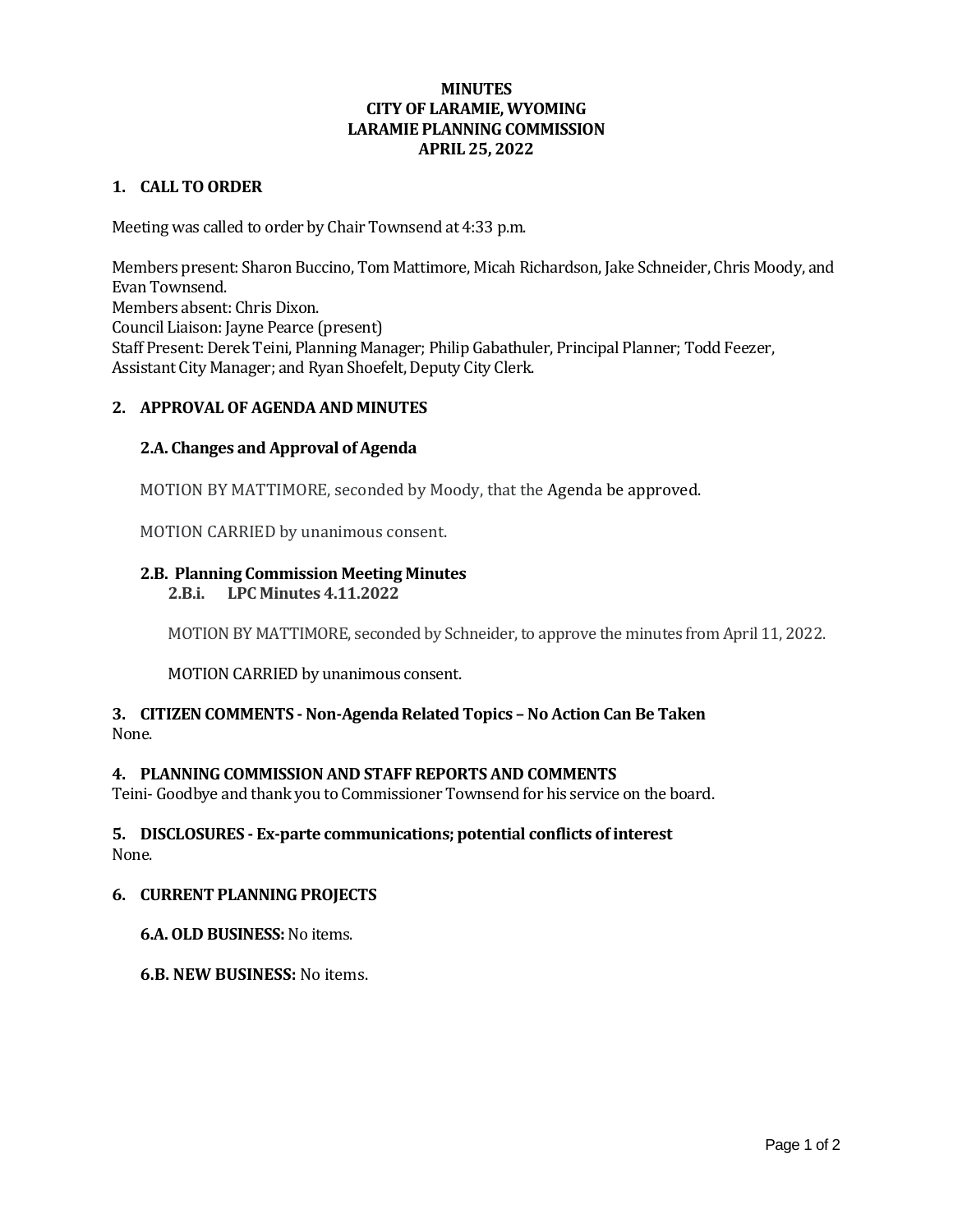**MINUTES**
**CITY OF LARAMIE, WYOMING**
**LARAMIE PLANNING COMMISSION**
**APRIL 25, 2022**

## 1. CALL TO ORDER

Meeting was called to order by Chair Townsend at 4:33 p.m.

Members present: Sharon Buccino, Tom Mattimore, Micah Richardson, Jake Schneider, Chris Moody, and Evan Townsend.
Members absent: Chris Dixon.
Council Liaison: Jayne Pearce (present)
Staff Present: Derek Teini, Planning Manager; Philip Gabathuler, Principal Planner; Todd Feezer, Assistant City Manager; and Ryan Shoefelt, Deputy City Clerk.

## 2. APPROVAL OF AGENDA AND MINUTES

### 2.A. Changes and Approval of Agenda

MOTION BY MATTIMORE, seconded by Moody, that the Agenda be approved.

MOTION CARRIED by unanimous consent.

### 2.B. Planning Commission Meeting Minutes

#### 2.B.i. LPC Minutes 4.11.2022

MOTION BY MATTIMORE, seconded by Schneider, to approve the minutes from April 11, 2022.

MOTION CARRIED by unanimous consent.

## 3. CITIZEN COMMENTS - Non-Agenda Related Topics – No Action Can Be Taken

None.

## 4. PLANNING COMMISSION AND STAFF REPORTS AND COMMENTS

Teini- Goodbye and thank you to Commissioner Townsend for his service on the board.

## 5. DISCLOSURES - Ex-parte communications; potential conflicts of interest

None.

## 6. CURRENT PLANNING PROJECTS

**6.A. OLD BUSINESS:** No items.

**6.B. NEW BUSINESS:** No items.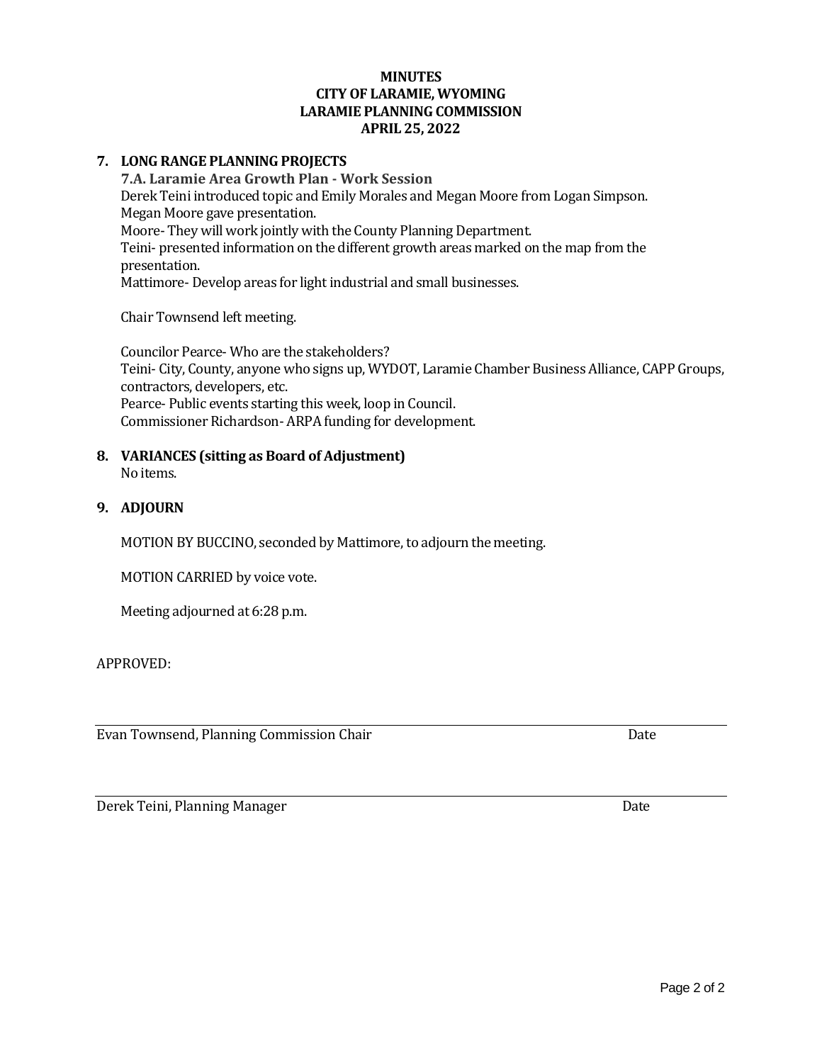**MINUTES**
**CITY OF LARAMIE, WYOMING**
**LARAMIE PLANNING COMMISSION**
**APRIL 25, 2022**

## 7. LONG RANGE PLANNING PROJECTS

### 7.A. Laramie Area Growth Plan - Work Session

Derek Teini introduced topic and Emily Morales and Megan Moore from Logan Simpson.
Megan Moore gave presentation.
Moore- They will work jointly with the County Planning Department.
Teini- presented information on the different growth areas marked on the map from the presentation.
Mattimore- Develop areas for light industrial and small businesses.

Chair Townsend left meeting.

Councilor Pearce- Who are the stakeholders?
Teini- City, County, anyone who signs up, WYDOT, Laramie Chamber Business Alliance, CAPP Groups, contractors, developers, etc.
Pearce- Public events starting this week, loop in Council.
Commissioner Richardson- ARPA funding for development.

## 8. VARIANCES (sitting as Board of Adjustment)

No items.

## 9. ADJOURN

MOTION BY BUCCINO, seconded by Mattimore, to adjourn the meeting.

MOTION CARRIED by voice vote.

Meeting adjourned at 6:28 p.m.

APPROVED:

_______________________________________________

Evan Townsend, Planning Commission Chair Date

_______________________________________________

Derek Teini, Planning Manager Date